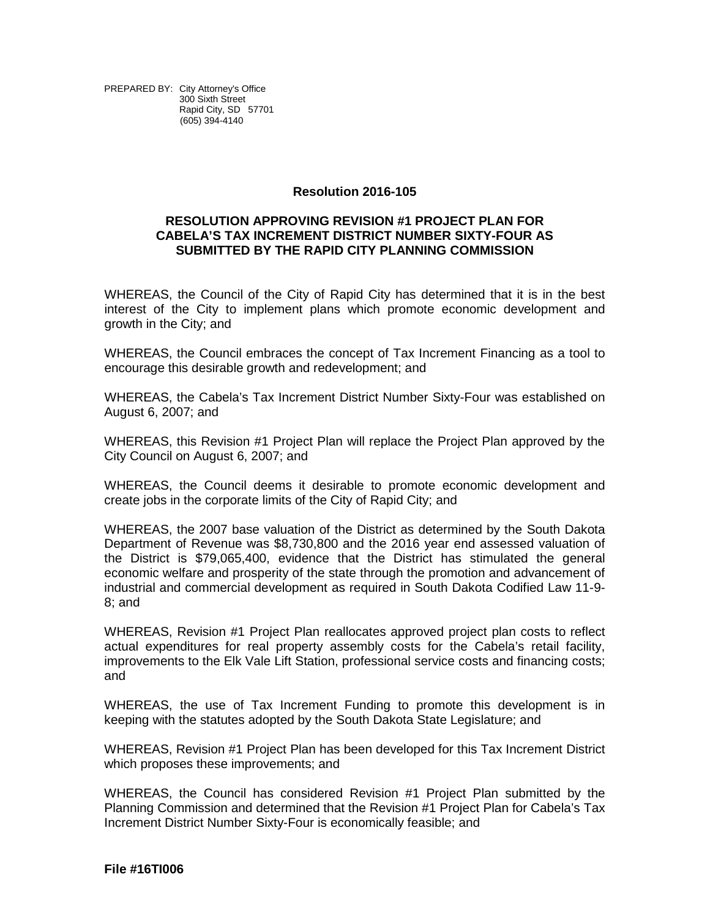PREPARED BY: City Attorney's Office
300 Sixth Street
Rapid City, SD 57701
(605) 394-4140

**Resolution 2016-105**

**RESOLUTION APPROVING REVISION #1 PROJECT PLAN FOR CABELA'S TAX INCREMENT DISTRICT NUMBER SIXTY-FOUR AS SUBMITTED BY THE RAPID CITY PLANNING COMMISSION**

WHEREAS, the Council of the City of Rapid City has determined that it is in the best interest of the City to implement plans which promote economic development and growth in the City; and

WHEREAS, the Council embraces the concept of Tax Increment Financing as a tool to encourage this desirable growth and redevelopment; and

WHEREAS, the Cabela's Tax Increment District Number Sixty-Four was established on August 6, 2007; and

WHEREAS, this Revision #1 Project Plan will replace the Project Plan approved by the City Council on August 6, 2007; and

WHEREAS, the Council deems it desirable to promote economic development and create jobs in the corporate limits of the City of Rapid City; and

WHEREAS, the 2007 base valuation of the District as determined by the South Dakota Department of Revenue was $8,730,800 and the 2016 year end assessed valuation of the District is $79,065,400, evidence that the District has stimulated the general economic welfare and prosperity of the state through the promotion and advancement of industrial and commercial development as required in South Dakota Codified Law 11-9-8; and

WHEREAS, Revision #1 Project Plan reallocates approved project plan costs to reflect actual expenditures for real property assembly costs for the Cabela's retail facility, improvements to the Elk Vale Lift Station, professional service costs and financing costs; and

WHEREAS, the use of Tax Increment Funding to promote this development is in keeping with the statutes adopted by the South Dakota State Legislature; and

WHEREAS, Revision #1 Project Plan has been developed for this Tax Increment District which proposes these improvements; and

WHEREAS, the Council has considered Revision #1 Project Plan submitted by the Planning Commission and determined that the Revision #1 Project Plan for Cabela's Tax Increment District Number Sixty-Four is economically feasible; and

**File #16TI006**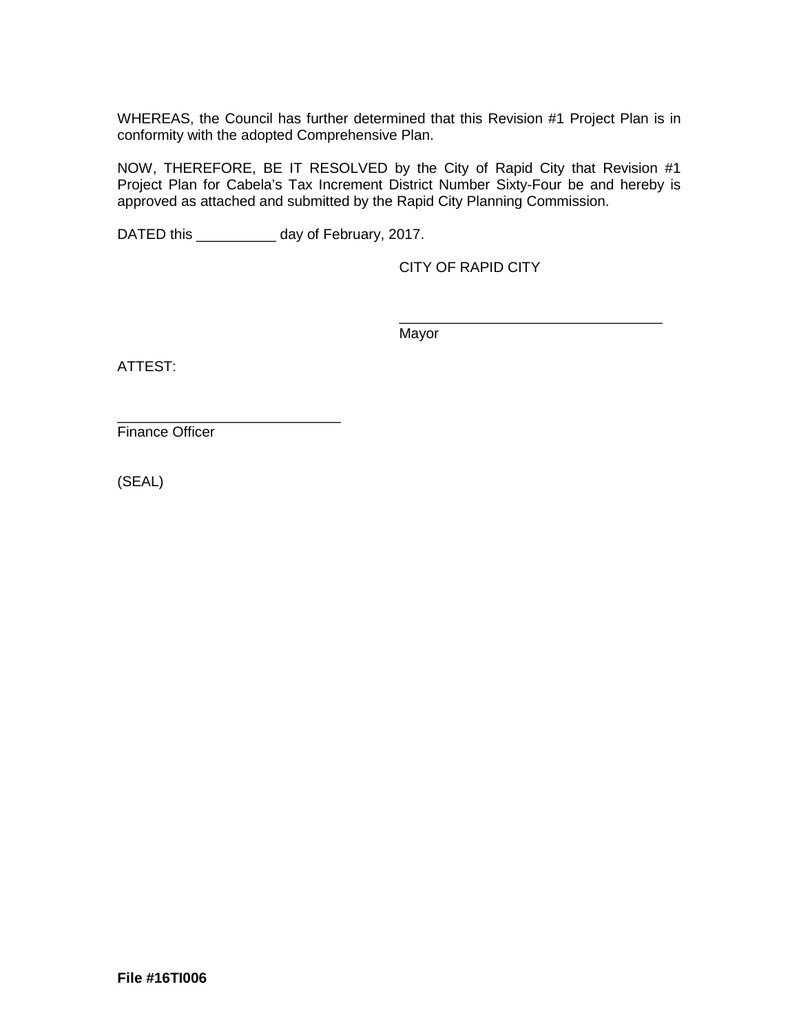WHEREAS, the Council has further determined that this Revision #1 Project Plan is in conformity with the adopted Comprehensive Plan.

NOW, THEREFORE, BE IT RESOLVED by the City of Rapid City that Revision #1 Project Plan for Cabela's Tax Increment District Number Sixty-Four be and hereby is approved as attached and submitted by the Rapid City Planning Commission.

DATED this __________ day of February, 2017.

CITY OF RAPID CITY

_________________________________
Mayor

ATTEST:

____________________________
Finance Officer

(SEAL)

**File #16TI006**